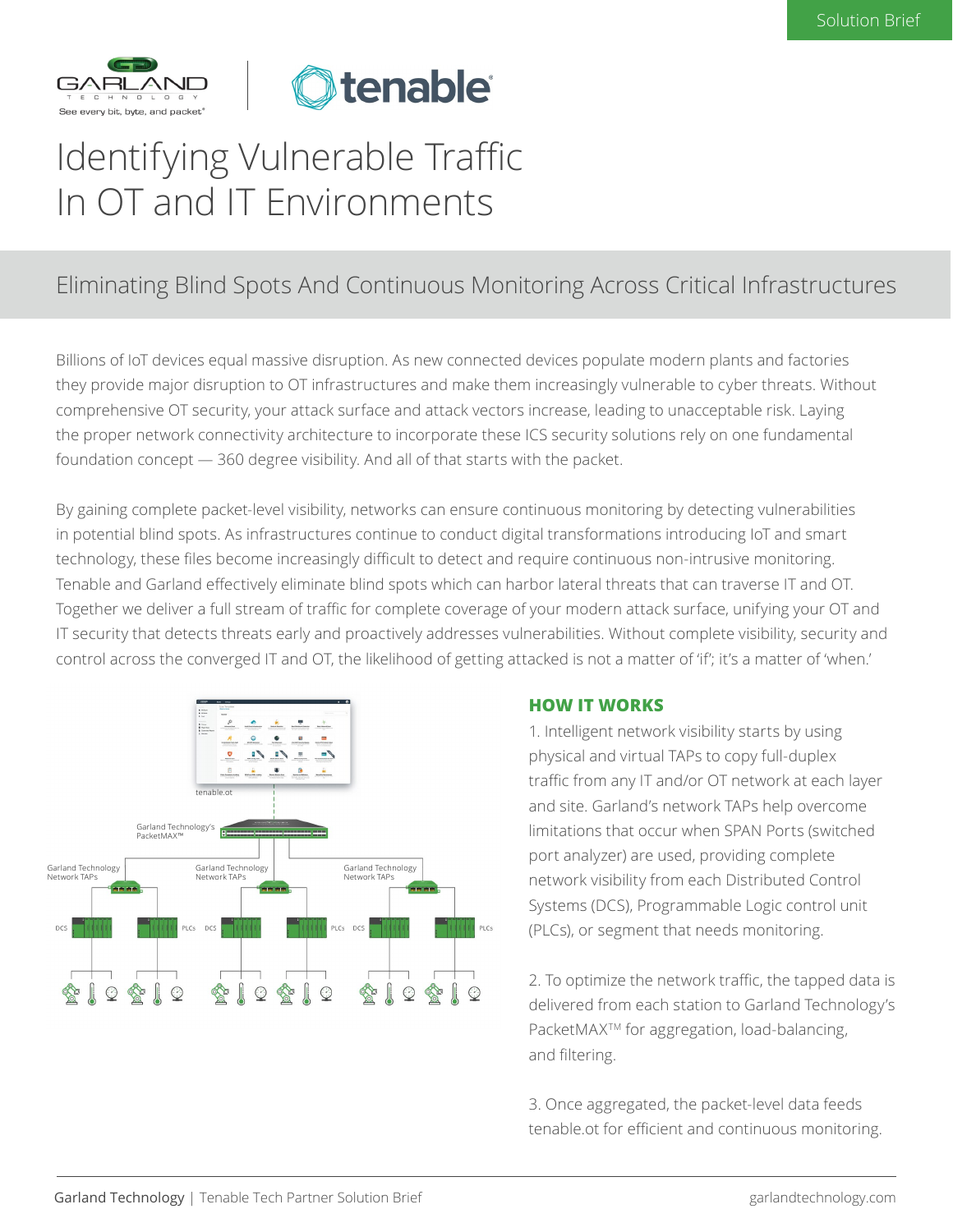Solution Brief

# Identifying Vulnerable Traffic In OT and IT Environments

## Eliminating Blind Spots And Continuous Monitoring Across Critical Infrastructures

Billions of IoT devices equal massive disruption. As new connected devices populate modern plants and factories they provide major disruption to OT infrastructures and make them increasingly vulnerable to cyber threats. Without comprehensive OT security, your attack surface and attack vectors increase, leading to unacceptable risk. Laying the proper network connectivity architecture to incorporate these ICS security solutions rely on one fundamental foundation concept — 360 degree visibility. And all of that starts with the packet.

By gaining complete packet-level visibility, networks can ensure continuous monitoring by detecting vulnerabilities in potential blind spots. As infrastructures continue to conduct digital transformations introducing IoT and smart technology, these files become increasingly difficult to detect and require continuous non-intrusive monitoring. Tenable and Garland effectively eliminate blind spots which can harbor lateral threats that can traverse IT and OT. Together we deliver a full stream of traffic for complete coverage of your modern attack surface, unifying your OT and IT security that detects threats early and proactively addresses vulnerabilities. Without complete visibility, security and control across the converged IT and OT, the likelihood of getting attacked is not a matter of 'if'; it's a matter of 'when.'

### HOW IT WORKS

1. Intelligent network visibility starts by using physical and virtual TAPs to copy full-duplex traffic from any IT and/or OT network at each layer and site. Garland's network TAPs help overcome limitations that occur when SPAN Ports (switched port analyzer) are used, providing complete network visibility from each Distributed Control Systems (DCS), Programmable Logic control unit (PLCs), or segment that needs monitoring.

2. To optimize the network traffic, the tapped data is delivered from each station to Garland Technology's PacketMAX™ for aggregation, load-balancing, and filtering.

3. Once aggregated, the packet-level data feeds tenable.ot for efficient and continuous monitoring.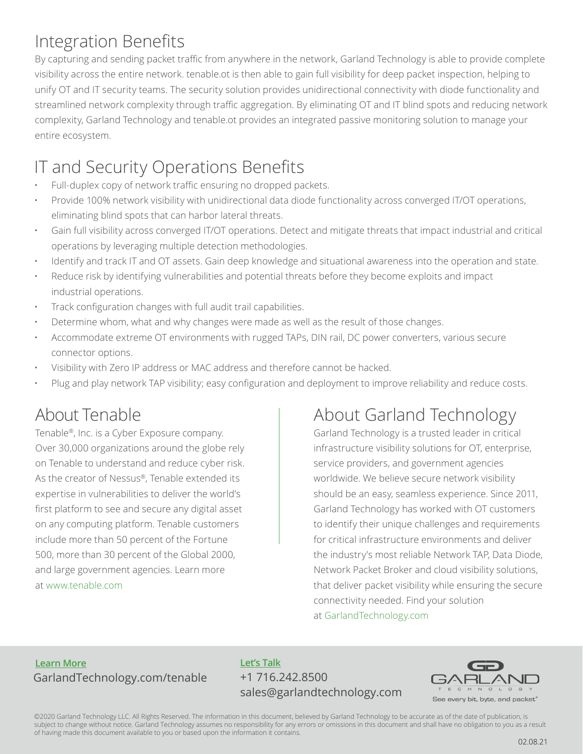## Integration Benefits

By capturing and sending packet traffic from anywhere in the network, Garland Technology is able to provide complete visibility across the entire network. tenable.ot is then able to gain full visibility for deep packet inspection, helping to unify OT and IT security teams. The security solution provides unidirectional connectivity with diode functionality and streamlined network complexity through traffic aggregation. By eliminating OT and IT blind spots and reducing network complexity, Garland Technology and tenable.ot provides an integrated passive monitoring solution to manage your entire ecosystem.

## IT and Security Operations Benefits

- Full-duplex copy of network traffic ensuring no dropped packets.
- Provide 100% network visibility with unidirectional data diode functionality across converged IT/OT operations, eliminating blind spots that can harbor lateral threats.
- Gain full visibility across converged IT/OT operations. Detect and mitigate threats that impact industrial and critical operations by leveraging multiple detection methodologies.
- Identify and track IT and OT assets. Gain deep knowledge and situational awareness into the operation and state.
- Reduce risk by identifying vulnerabilities and potential threats before they become exploits and impact industrial operations.
- Track configuration changes with full audit trail capabilities.
- Determine whom, what and why changes were made as well as the result of those changes.
- Accommodate extreme OT environments with rugged TAPs, DIN rail, DC power converters, various secure connector options.
- Visibility with Zero IP address or MAC address and therefore cannot be hacked.
- Plug and play network TAP visibility; easy configuration and deployment to improve reliability and reduce costs.

## About Tenable

Tenable®, Inc. is a Cyber Exposure company. Over 30,000 organizations around the globe rely on Tenable to understand and reduce cyber risk. As the creator of Nessus®, Tenable extended its expertise in vulnerabilities to deliver the world's first platform to see and secure any digital asset on any computing platform. Tenable customers include more than 50 percent of the Fortune 500, more than 30 percent of the Global 2000, and large government agencies. Learn more at www.tenable.com

## About Garland Technology

Garland Technology is a trusted leader in critical infrastructure visibility solutions for OT, enterprise, service providers, and government agencies worldwide. We believe secure network visibility should be an easy, seamless experience. Since 2011, Garland Technology has worked with OT customers to identify their unique challenges and requirements for critical infrastructure environments and deliver the industry's most reliable Network TAP, Data Diode, Network Packet Broker and cloud visibility solutions, that deliver packet visibility while ensuring the secure connectivity needed. Find your solution at GarlandTechnology.com

**Learn More**
GarlandTechnology.com/tenable

**Let's Talk**
+1 716.242.8500
sales@garlandtechnology.com

GARLAND TECHNOLOGY
See every bit, byte, and packet®

©2020 Garland Technology LLC. All Rights Reserved. The information in this document, believed by Garland Technology to be accurate as of the date of publication, is subject to change without notice. Garland Technology assumes no responsibility for any errors or omissions in this document and shall have no obligation to you as a result of having made this document available to you or based upon the information it contains.

02.08.21